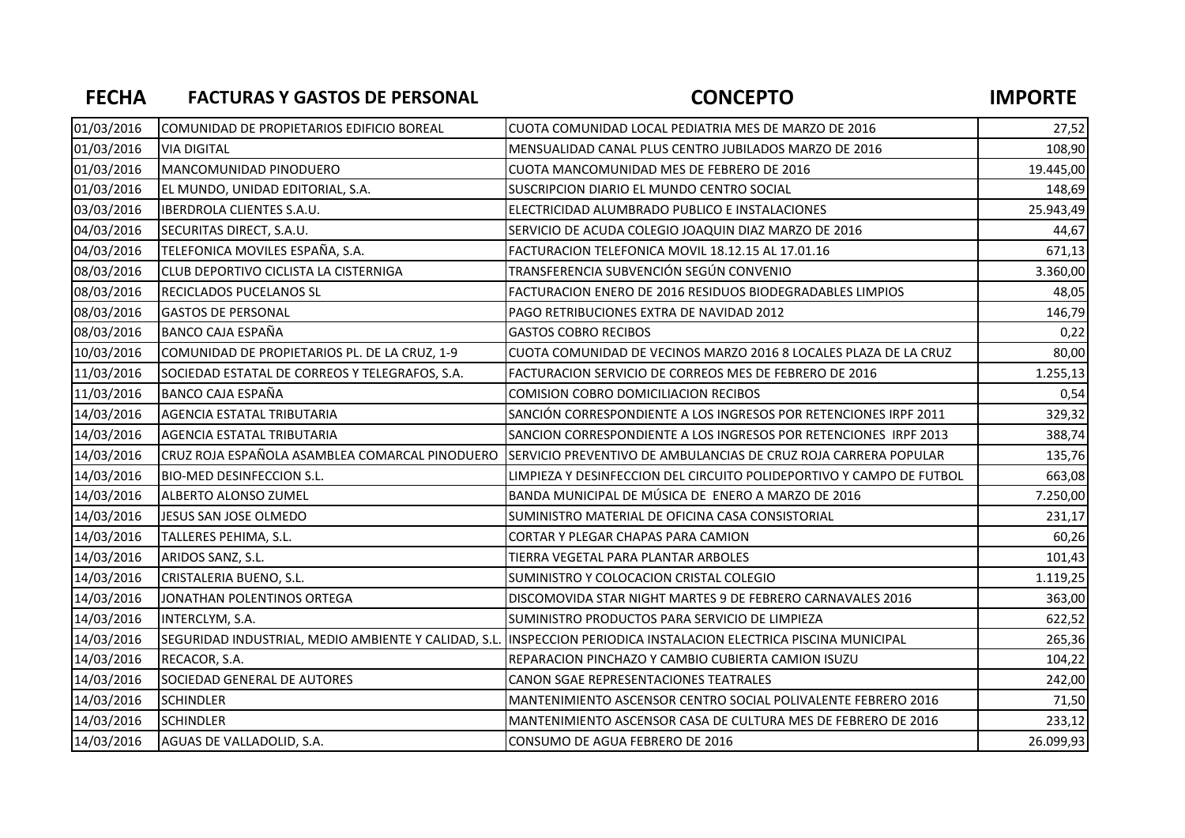| FECHA | FACTURAS Y GASTOS DE PERSONAL | CONCEPTO | IMPORTE |
|---|---|---|---|
| 01/03/2016 | COMUNIDAD DE PROPIETARIOS EDIFICIO BOREAL | CUOTA COMUNIDAD LOCAL PEDIATRIA MES DE MARZO DE 2016 | 27,52 |
| 01/03/2016 | VIA DIGITAL | MENSUALIDAD CANAL PLUS CENTRO JUBILADOS MARZO DE 2016 | 108,90 |
| 01/03/2016 | MANCOMUNIDAD PINODUERO | CUOTA MANCOMUNIDAD MES DE FEBRERO DE 2016 | 19.445,00 |
| 01/03/2016 | EL MUNDO, UNIDAD EDITORIAL, S.A. | SUSCRIPCION DIARIO EL MUNDO CENTRO SOCIAL | 148,69 |
| 03/03/2016 | IBERDROLA CLIENTES S.A.U. | ELECTRICIDAD ALUMBRADO PUBLICO E INSTALACIONES | 25.943,49 |
| 04/03/2016 | SECURITAS DIRECT, S.A.U. | SERVICIO DE ACUDA COLEGIO JOAQUIN DIAZ MARZO DE 2016 | 44,67 |
| 04/03/2016 | TELEFONICA MOVILES ESPAÑA, S.A. | FACTURACION TELEFONICA MOVIL 18.12.15 AL 17.01.16 | 671,13 |
| 08/03/2016 | CLUB DEPORTIVO CICLISTA LA CISTERNIGA | TRANSFERENCIA SUBVENCIÓN SEGÚN CONVENIO | 3.360,00 |
| 08/03/2016 | RECICLADOS PUCELANOS SL | FACTURACION ENERO DE 2016 RESIDUOS BIODEGRADABLES LIMPIOS | 48,05 |
| 08/03/2016 | GASTOS DE PERSONAL | PAGO RETRIBUCIONES EXTRA DE NAVIDAD 2012 | 146,79 |
| 08/03/2016 | BANCO CAJA ESPAÑA | GASTOS COBRO RECIBOS | 0,22 |
| 10/03/2016 | COMUNIDAD DE PROPIETARIOS PL. DE LA CRUZ, 1-9 | CUOTA COMUNIDAD DE VECINOS MARZO 2016 8 LOCALES PLAZA DE LA CRUZ | 80,00 |
| 11/03/2016 | SOCIEDAD ESTATAL DE CORREOS Y TELEGRAFOS, S.A. | FACTURACION SERVICIO DE CORREOS MES DE FEBRERO DE 2016 | 1.255,13 |
| 11/03/2016 | BANCO CAJA ESPAÑA | COMISION COBRO DOMICILIACION RECIBOS | 0,54 |
| 14/03/2016 | AGENCIA ESTATAL TRIBUTARIA | SANCIÓN CORRESPONDIENTE A LOS INGRESOS POR RETENCIONES IRPF 2011 | 329,32 |
| 14/03/2016 | AGENCIA ESTATAL TRIBUTARIA | SANCION CORRESPONDIENTE A LOS INGRESOS POR RETENCIONES IRPF 2013 | 388,74 |
| 14/03/2016 | CRUZ ROJA ESPAÑOLA ASAMBLEA COMARCAL PINODUERO | SERVICIO PREVENTIVO DE AMBULANCIAS DE CRUZ ROJA CARRERA POPULAR | 135,76 |
| 14/03/2016 | BIO-MED DESINFECCION S.L. | LIMPIEZA Y DESINFECCION DEL CIRCUITO POLIDEPORTIVO Y CAMPO DE FUTBOL | 663,08 |
| 14/03/2016 | ALBERTO ALONSO ZUMEL | BANDA MUNICIPAL DE MÚSICA DE ENERO A MARZO DE 2016 | 7.250,00 |
| 14/03/2016 | JESUS SAN JOSE OLMEDO | SUMINISTRO MATERIAL DE OFICINA CASA CONSISTORIAL | 231,17 |
| 14/03/2016 | TALLERES PEHIMA, S.L. | CORTAR Y PLEGAR CHAPAS PARA CAMION | 60,26 |
| 14/03/2016 | ARIDOS SANZ, S.L. | TIERRA VEGETAL PARA PLANTAR ARBOLES | 101,43 |
| 14/03/2016 | CRISTALERIA BUENO, S.L. | SUMINISTRO Y COLOCACION CRISTAL COLEGIO | 1.119,25 |
| 14/03/2016 | JONATHAN POLENTINOS ORTEGA | DISCOMOVIDA STAR NIGHT MARTES 9 DE FEBRERO CARNAVALES 2016 | 363,00 |
| 14/03/2016 | INTERCLYM, S.A. | SUMINISTRO PRODUCTOS PARA SERVICIO DE LIMPIEZA | 622,52 |
| 14/03/2016 | SEGURIDAD INDUSTRIAL, MEDIO AMBIENTE Y CALIDAD, S.L. | INSPECCION PERIODICA INSTALACION ELECTRICA PISCINA MUNICIPAL | 265,36 |
| 14/03/2016 | RECACOR, S.A. | REPARACION PINCHAZO Y CAMBIO CUBIERTA CAMION ISUZU | 104,22 |
| 14/03/2016 | SOCIEDAD GENERAL DE AUTORES | CANON SGAE REPRESENTACIONES TEATRALES | 242,00 |
| 14/03/2016 | SCHINDLER | MANTENIMIENTO ASCENSOR CENTRO SOCIAL POLIVALENTE FEBRERO 2016 | 71,50 |
| 14/03/2016 | SCHINDLER | MANTENIMIENTO ASCENSOR CASA DE CULTURA MES DE FEBRERO DE 2016 | 233,12 |
| 14/03/2016 | AGUAS DE VALLADOLID, S.A. | CONSUMO DE AGUA FEBRERO DE 2016 | 26.099,93 |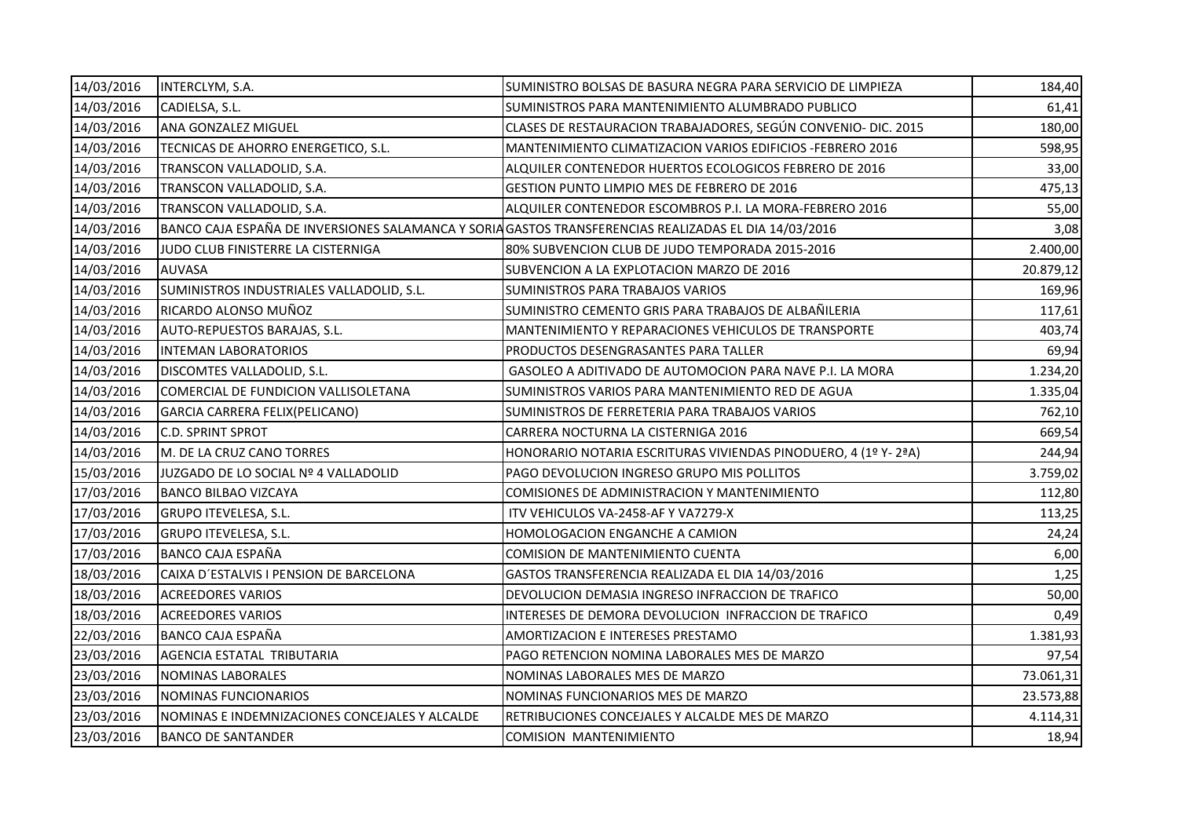| | | | |
|---|---|---|---|
| 14/03/2016 | INTERCLYM, S.A. | SUMINISTRO BOLSAS DE BASURA NEGRA PARA SERVICIO DE LIMPIEZA | 184,40 |
| 14/03/2016 | CADIELSA, S.L. | SUMINISTROS PARA MANTENIMIENTO ALUMBRADO PUBLICO | 61,41 |
| 14/03/2016 | ANA GONZALEZ MIGUEL | CLASES DE RESTAURACION TRABAJADORES, SEGÚN CONVENIO- DIC. 2015 | 180,00 |
| 14/03/2016 | TECNICAS DE AHORRO ENERGETICO, S.L. | MANTENIMIENTO CLIMATIZACION VARIOS EDIFICIOS -FEBRERO 2016 | 598,95 |
| 14/03/2016 | TRANSCON VALLADOLID, S.A. | ALQUILER CONTENEDOR HUERTOS ECOLOGICOS FEBRERO DE 2016 | 33,00 |
| 14/03/2016 | TRANSCON VALLADOLID, S.A. | GESTION PUNTO LIMPIO MES DE FEBRERO DE 2016 | 475,13 |
| 14/03/2016 | TRANSCON VALLADOLID, S.A. | ALQUILER CONTENEDOR ESCOMBROS P.I. LA MORA-FEBRERO 2016 | 55,00 |
| 14/03/2016 | BANCO CAJA ESPAÑA DE INVERSIONES SALAMANCA Y SORIA | GASTOS TRANSFERENCIAS REALIZADAS EL DIA 14/03/2016 | 3,08 |
| 14/03/2016 | JUDO CLUB FINISTERRE LA CISTERNIGA | 80% SUBVENCION CLUB DE JUDO TEMPORADA 2015-2016 | 2.400,00 |
| 14/03/2016 | AUVASA | SUBVENCION A LA EXPLOTACION MARZO DE 2016 | 20.879,12 |
| 14/03/2016 | SUMINISTROS INDUSTRIALES VALLADOLID, S.L. | SUMINISTROS PARA TRABAJOS VARIOS | 169,96 |
| 14/03/2016 | RICARDO ALONSO MUÑOZ | SUMINISTRO CEMENTO GRIS PARA TRABAJOS DE ALBAÑILERIA | 117,61 |
| 14/03/2016 | AUTO-REPUESTOS BARAJAS, S.L. | MANTENIMIENTO Y REPARACIONES VEHICULOS DE TRANSPORTE | 403,74 |
| 14/03/2016 | INTEMAN LABORATORIOS | PRODUCTOS DESENGRASANTES PARA TALLER | 69,94 |
| 14/03/2016 | DISCOMTES VALLADOLID, S.L. | GASOLEO A ADITIVADO DE AUTOMOCION PARA NAVE P.I. LA MORA | 1.234,20 |
| 14/03/2016 | COMERCIAL DE FUNDICION VALLISOLETANA | SUMINISTROS VARIOS PARA MANTENIMIENTO RED DE AGUA | 1.335,04 |
| 14/03/2016 | GARCIA CARRERA FELIX(PELICANO) | SUMINISTROS DE FERRETERIA PARA TRABAJOS VARIOS | 762,10 |
| 14/03/2016 | C.D. SPRINT SPROT | CARRERA NOCTURNA LA CISTERNIGA 2016 | 669,54 |
| 14/03/2016 | M. DE LA CRUZ CANO TORRES | HONORARIO NOTARIA ESCRITURAS VIVIENDAS PINODUERO, 4 (1º Y- 2ªA) | 244,94 |
| 15/03/2016 | JUZGADO DE LO SOCIAL Nº 4 VALLADOLID | PAGO DEVOLUCION INGRESO GRUPO MIS POLLITOS | 3.759,02 |
| 17/03/2016 | BANCO BILBAO VIZCAYA | COMISIONES DE ADMINISTRACION Y MANTENIMIENTO | 112,80 |
| 17/03/2016 | GRUPO ITEVELESA, S.L. | ITV VEHICULOS VA-2458-AF Y VA7279-X | 113,25 |
| 17/03/2016 | GRUPO ITEVELESA, S.L. | HOMOLOGACION ENGANCHE A CAMION | 24,24 |
| 17/03/2016 | BANCO CAJA ESPAÑA | COMISION DE MANTENIMIENTO CUENTA | 6,00 |
| 18/03/2016 | CAIXA D´ESTALVIS I PENSION DE BARCELONA | GASTOS TRANSFERENCIA REALIZADA EL DIA 14/03/2016 | 1,25 |
| 18/03/2016 | ACREEDORES VARIOS | DEVOLUCION DEMASIA INGRESO INFRACCION DE TRAFICO | 50,00 |
| 18/03/2016 | ACREEDORES VARIOS | INTERESES DE DEMORA DEVOLUCION INFRACCION DE TRAFICO | 0,49 |
| 22/03/2016 | BANCO CAJA ESPAÑA | AMORTIZACION E INTERESES PRESTAMO | 1.381,93 |
| 23/03/2016 | AGENCIA ESTATAL TRIBUTARIA | PAGO RETENCION NOMINA LABORALES MES DE MARZO | 97,54 |
| 23/03/2016 | NOMINAS LABORALES | NOMINAS LABORALES MES DE MARZO | 73.061,31 |
| 23/03/2016 | NOMINAS FUNCIONARIOS | NOMINAS FUNCIONARIOS MES DE MARZO | 23.573,88 |
| 23/03/2016 | NOMINAS E INDEMNIZACIONES CONCEJALES Y ALCALDE | RETRIBUCIONES CONCEJALES Y ALCALDE MES DE MARZO | 4.114,31 |
| 23/03/2016 | BANCO DE SANTANDER | COMISION MANTENIMIENTO | 18,94 |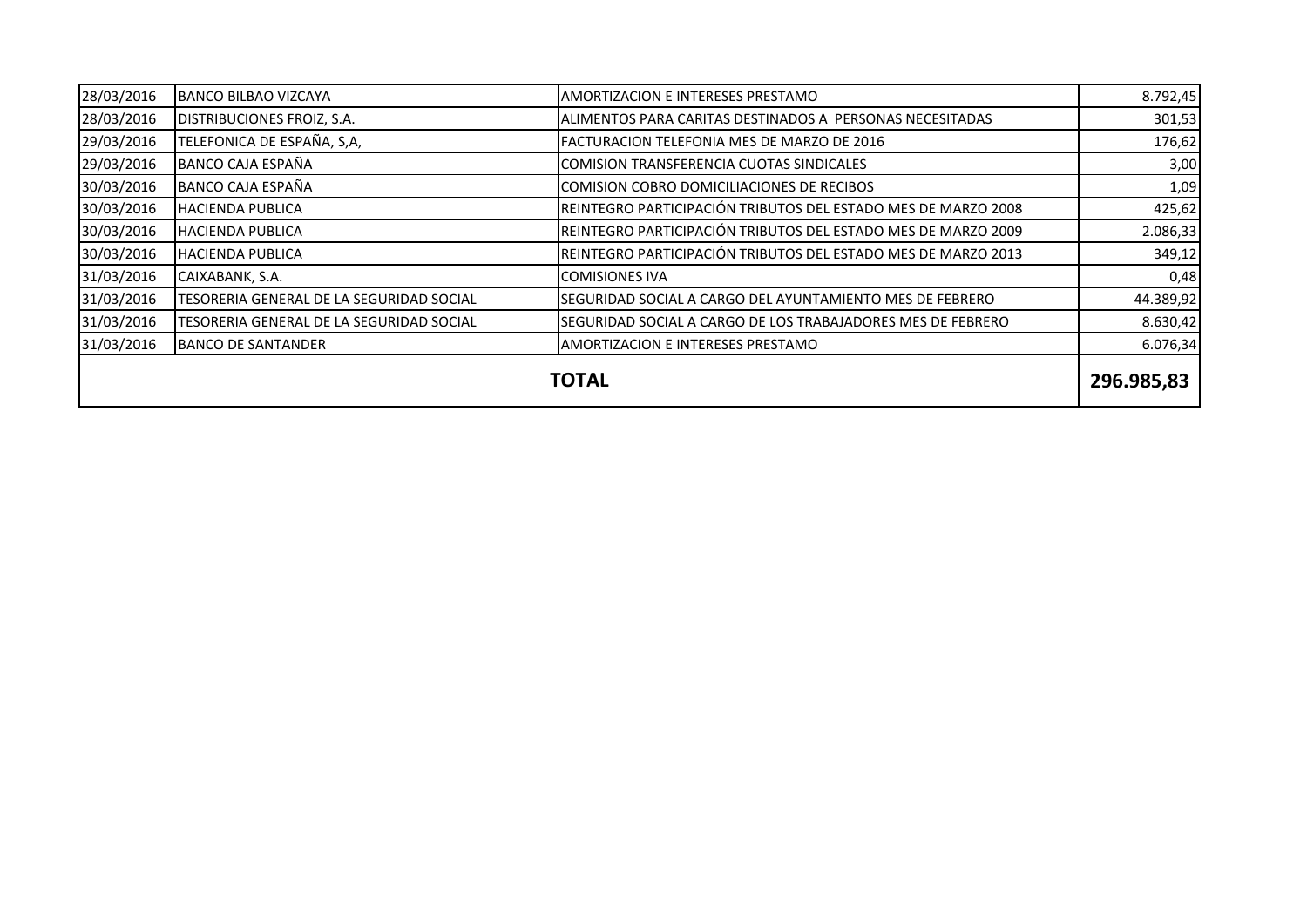| | | | |
|---|---|---|---|
| 28/03/2016 | BANCO BILBAO VIZCAYA | AMORTIZACION E INTERESES PRESTAMO | 8.792,45 |
| 28/03/2016 | DISTRIBUCIONES FROIZ, S.A. | ALIMENTOS PARA CARITAS DESTINADOS A PERSONAS NECESITADAS | 301,53 |
| 29/03/2016 | TELEFONICA DE ESPAÑA, S,A, | FACTURACION TELEFONIA MES DE MARZO DE 2016 | 176,62 |
| 29/03/2016 | BANCO CAJA ESPAÑA | COMISION TRANSFERENCIA CUOTAS SINDICALES | 3,00 |
| 30/03/2016 | BANCO CAJA ESPAÑA | COMISION COBRO DOMICILIACIONES DE RECIBOS | 1,09 |
| 30/03/2016 | HACIENDA PUBLICA | REINTEGRO PARTICIPACIÓN TRIBUTOS DEL ESTADO MES DE MARZO 2008 | 425,62 |
| 30/03/2016 | HACIENDA PUBLICA | REINTEGRO PARTICIPACIÓN TRIBUTOS DEL ESTADO MES DE MARZO 2009 | 2.086,33 |
| 30/03/2016 | HACIENDA PUBLICA | REINTEGRO PARTICIPACIÓN TRIBUTOS DEL ESTADO MES DE MARZO 2013 | 349,12 |
| 31/03/2016 | CAIXABANK, S.A. | COMISIONES IVA | 0,48 |
| 31/03/2016 | TESORERIA GENERAL DE LA SEGURIDAD SOCIAL | SEGURIDAD SOCIAL A CARGO DEL AYUNTAMIENTO MES DE FEBRERO | 44.389,92 |
| 31/03/2016 | TESORERIA GENERAL DE LA SEGURIDAD SOCIAL | SEGURIDAD SOCIAL A CARGO DE LOS TRABAJADORES MES DE FEBRERO | 8.630,42 |
| 31/03/2016 | BANCO DE SANTANDER | AMORTIZACION E INTERESES PRESTAMO | 6.076,34 |
| **TOTAL** | | | **296.985,83** |